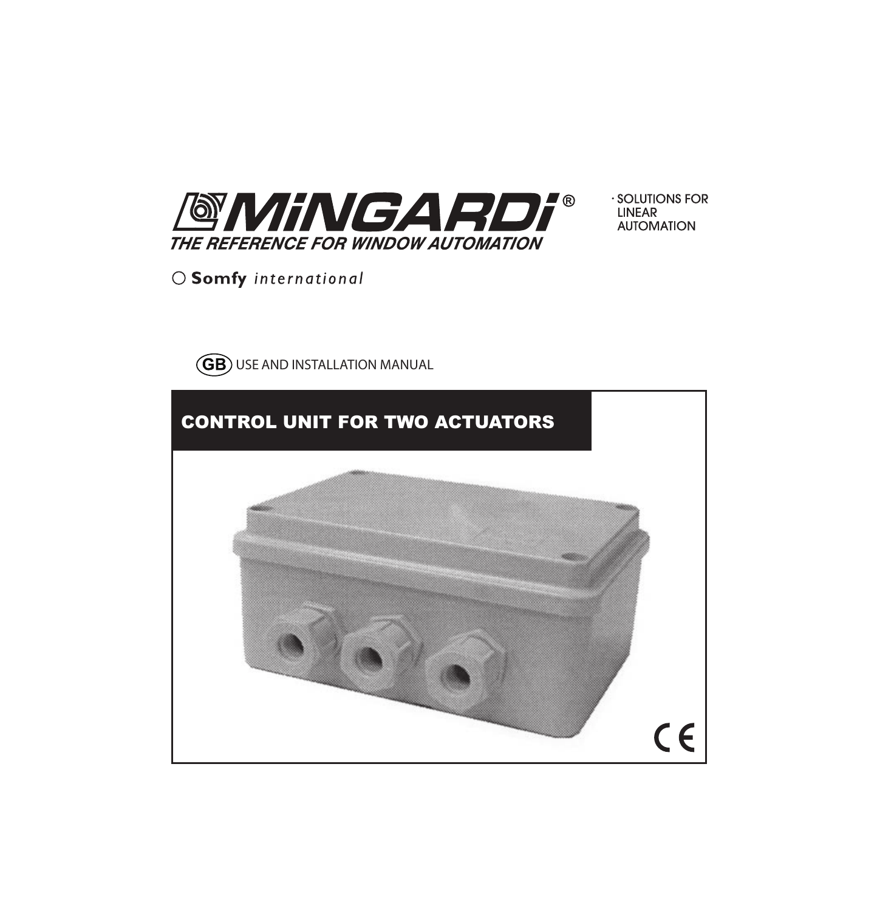MINGARDI®

THE REFERENCE FOR WINDOW AUTOMATION

· SOLUTIONS FOR LINEAR AUTOMATION

Somfy *international*

(GB) USE AND INSTALLATION MANUAL

# CONTROL UNIT FOR TWO ACTUATORS

CE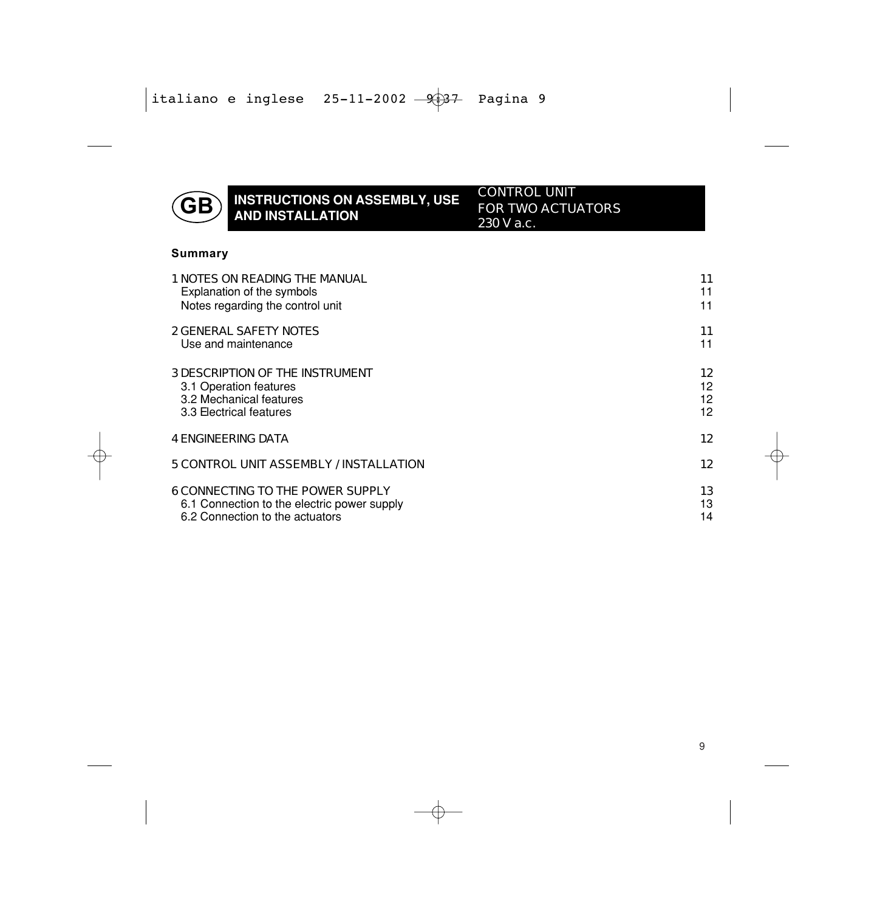**GB** **INSTRUCTIONS ON ASSEMBLY, USE AND INSTALLATION**

CONTROL UNIT
FOR TWO ACTUATORS
230 V a.c.

## Summary

| | |
|---|---|
| 1 NOTES ON READING THE MANUAL | 11 |
| Explanation of the symbols | 11 |
| Notes regarding the control unit | 11 |
| 2 GENERAL SAFETY NOTES | 11 |
| Use and maintenance | 11 |
| 3 DESCRIPTION OF THE INSTRUMENT | 12 |
| 3.1 Operation features | 12 |
| 3.2 Mechanical features | 12 |
| 3.3 Electrical features | 12 |
| 4 ENGINEERING DATA | 12 |
| 5 CONTROL UNIT ASSEMBLY / INSTALLATION | 12 |
| 6 CONNECTING TO THE POWER SUPPLY | 13 |
| 6.1 Connection to the electric power supply | 13 |
| 6.2 Connection to the actuators | 14 |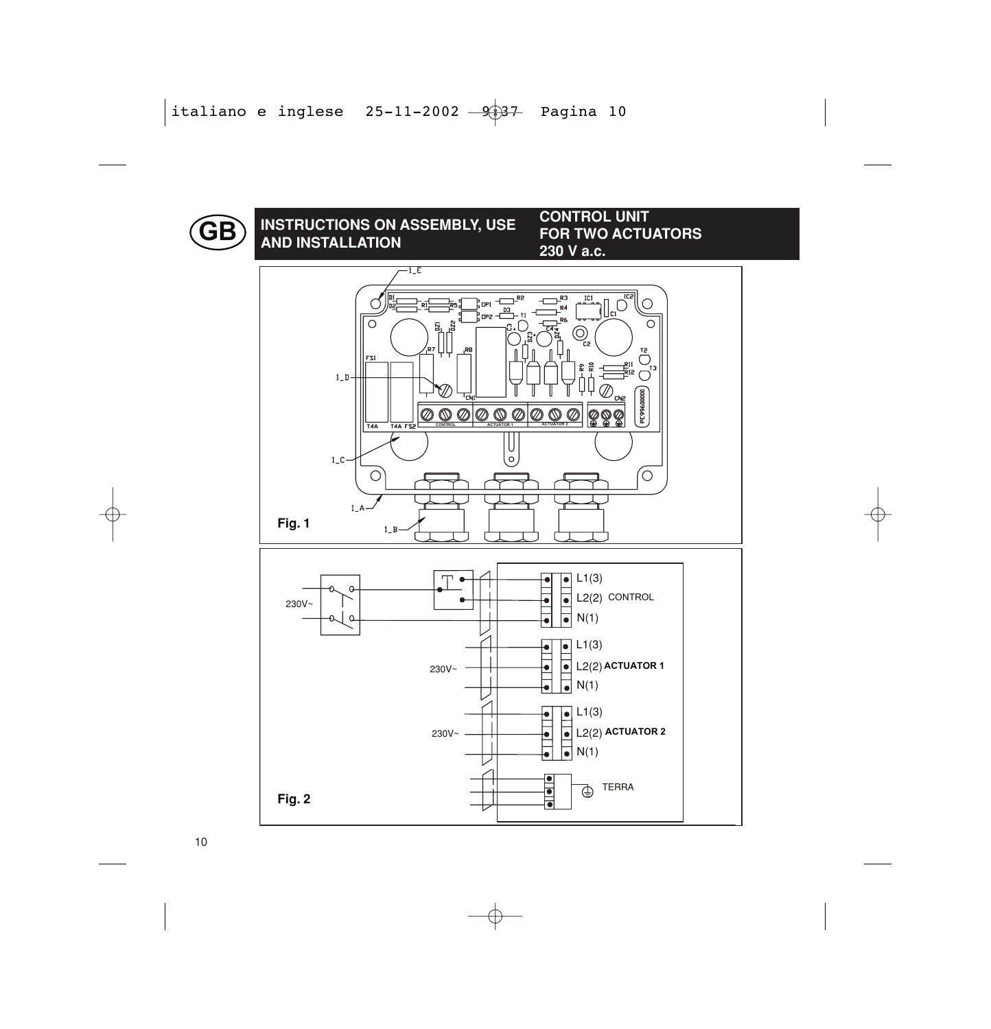GB

## INSTRUCTIONS ON ASSEMBLY, USE AND INSTALLATION

## CONTROL UNIT FOR TWO ACTUATORS 230 V a.c.

1_E

1_D

1_C

1_A

1_B

T4A T4A FS2 CONTROL ACTUATOR 1 ACTUATOR 2

Fig. 1

230V~

L1(3)
L2(2) CONTROL
N(1)

230V~

L1(3)
L2(2) ACTUATOR 1
N(1)

230V~

L1(3)
L2(2) ACTUATOR 2
N(1)

TERRA

Fig. 2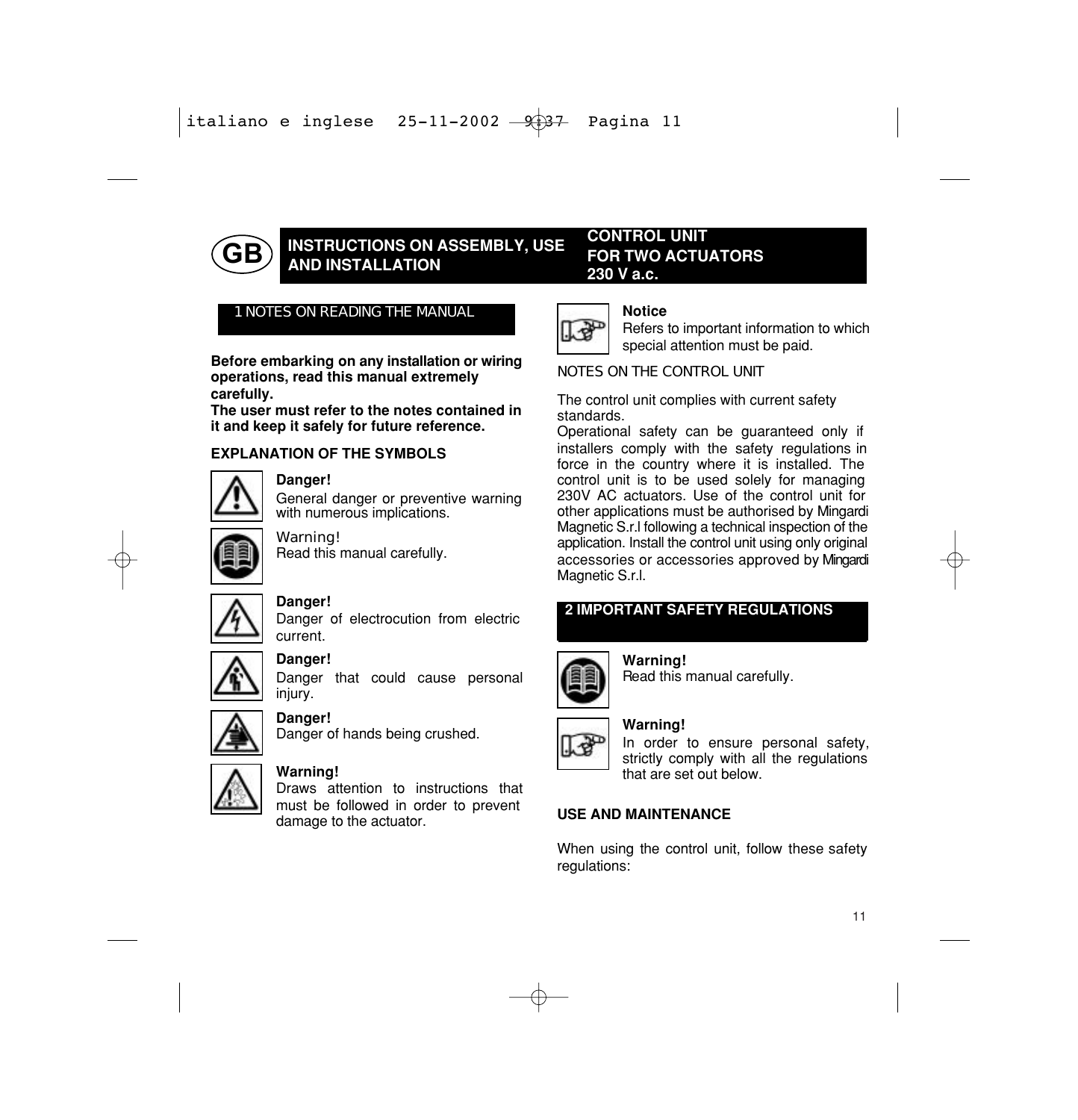# INSTRUCTIONS ON ASSEMBLY, USE AND INSTALLATION

**CONTROL UNIT FOR TWO ACTUATORS 230 V a.c.**

## 1 NOTES ON READING THE MANUAL

**Before embarking on any installation or wiring operations, read this manual extremely carefully.**
**The user must refer to the notes contained in it and keep it safely for future reference.**

### EXPLANATION OF THE SYMBOLS

**Danger!**
General danger or preventive warning with numerous implications.

Warning!
Read this manual carefully.

**Danger!**
Danger of electrocution from electric current.

**Danger!**
Danger that could cause personal injury.

**Danger!**
Danger of hands being crushed.

**Warning!**
Draws attention to instructions that must be followed in order to prevent damage to the actuator.

**Notice**
Refers to important information to which special attention must be paid.

NOTES ON THE CONTROL UNIT

The control unit complies with current safety standards.
Operational safety can be guaranteed only if installers comply with the safety regulations in force in the country where it is installed. The control unit is to be used solely for managing 230V AC actuators. Use of the control unit for other applications must be authorised by Mingardi Magnetic S.r.l following a technical inspection of the application. Install the control unit using only original accessories or accessories approved by Mingardi Magnetic S.r.l.

## 2 IMPORTANT SAFETY REGULATIONS

**Warning!**
Read this manual carefully.

**Warning!**
In order to ensure personal safety, strictly comply with all the regulations that are set out below.

### USE AND MAINTENANCE

When using the control unit, follow these safety regulations: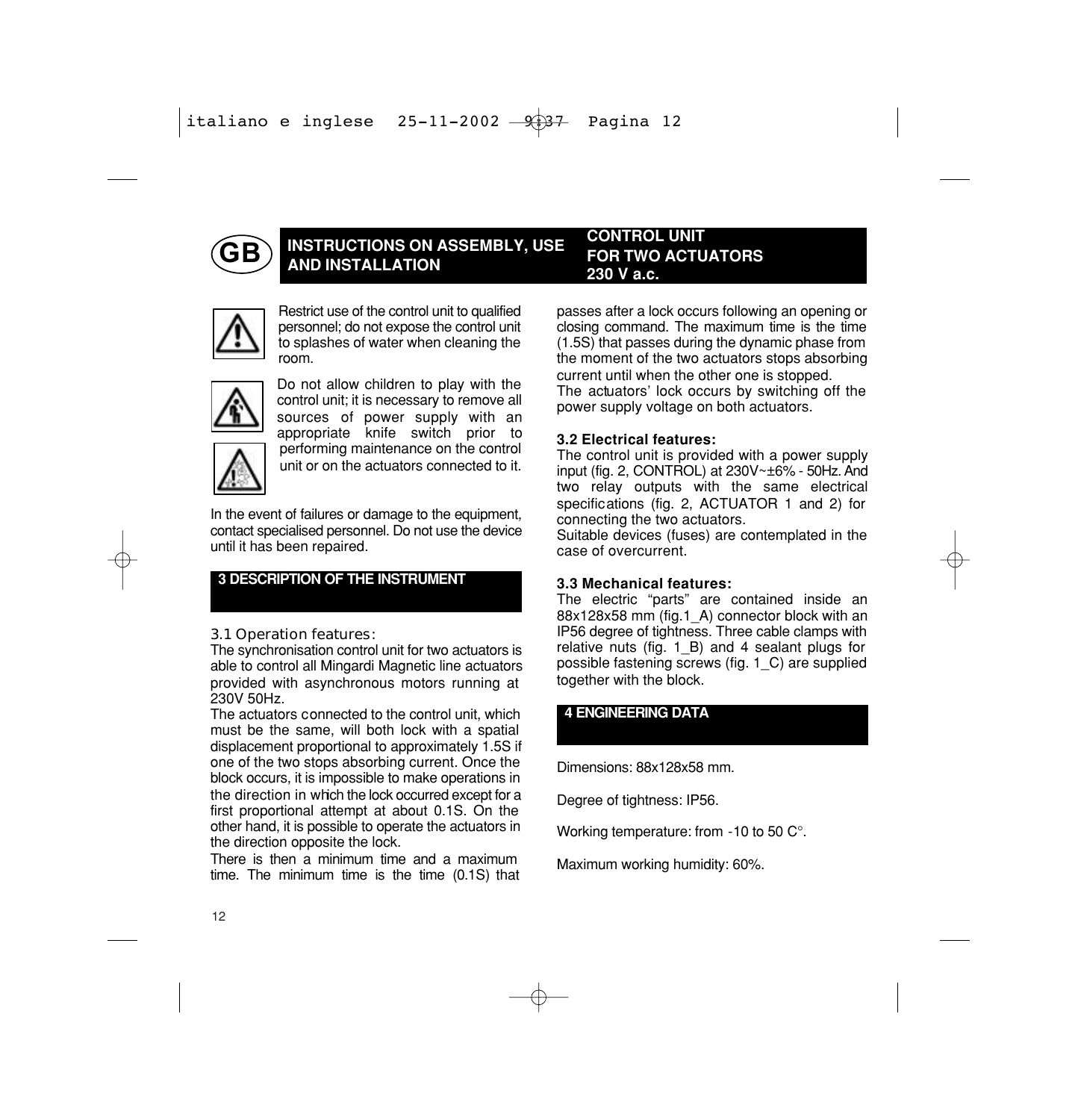# INSTRUCTIONS ON ASSEMBLY, USE AND INSTALLATION

## CONTROL UNIT FOR TWO ACTUATORS 230 V a.c.

Restrict use of the control unit to qualified personnel; do not expose the control unit to splashes of water when cleaning the room.

Do not allow children to play with the control unit; it is necessary to remove all sources of power supply with an appropriate knife switch prior to performing maintenance on the control unit or on the actuators connected to it.

In the event of failures or damage to the equipment, contact specialised personnel. Do not use the device until it has been repaired.

## 3 DESCRIPTION OF THE INSTRUMENT

### 3.1 Operation features:

The synchronisation control unit for two actuators is able to control all Mingardi Magnetic line actuators provided with asynchronous motors running at 230V 50Hz.

The actuators connected to the control unit, which must be the same, will both lock with a spatial displacement proportional to approximately 1.5S if one of the two stops absorbing current. Once the block occurs, it is impossible to make operations in the direction in which the lock occurred except for a first proportional attempt at about 0.1S. On the other hand, it is possible to operate the actuators in the direction opposite the lock.

There is then a minimum time and a maximum time. The minimum time is the time (0.1S) that passes after a lock occurs following an opening or closing command. The maximum time is the time (1.5S) that passes during the dynamic phase from the moment of the two actuators stops absorbing current until when the other one is stopped.

The actuators' lock occurs by switching off the power supply voltage on both actuators.

### 3.2 Electrical features:

The control unit is provided with a power supply input (fig. 2, CONTROL) at 230V~±6% - 50Hz. And two relay outputs with the same electrical specifications (fig. 2, ACTUATOR 1 and 2) for connecting the two actuators.

Suitable devices (fuses) are contemplated in the case of overcurrent.

### 3.3 Mechanical features:

The electric "parts" are contained inside an 88x128x58 mm (fig.1_A) connector block with an IP56 degree of tightness. Three cable clamps with relative nuts (fig. 1_B) and 4 sealant plugs for possible fastening screws (fig. 1_C) are supplied together with the block.

## 4 ENGINEERING DATA

Dimensions: 88x128x58 mm.

Degree of tightness: IP56.

Working temperature: from -10 to 50 C°.

Maximum working humidity: 60%.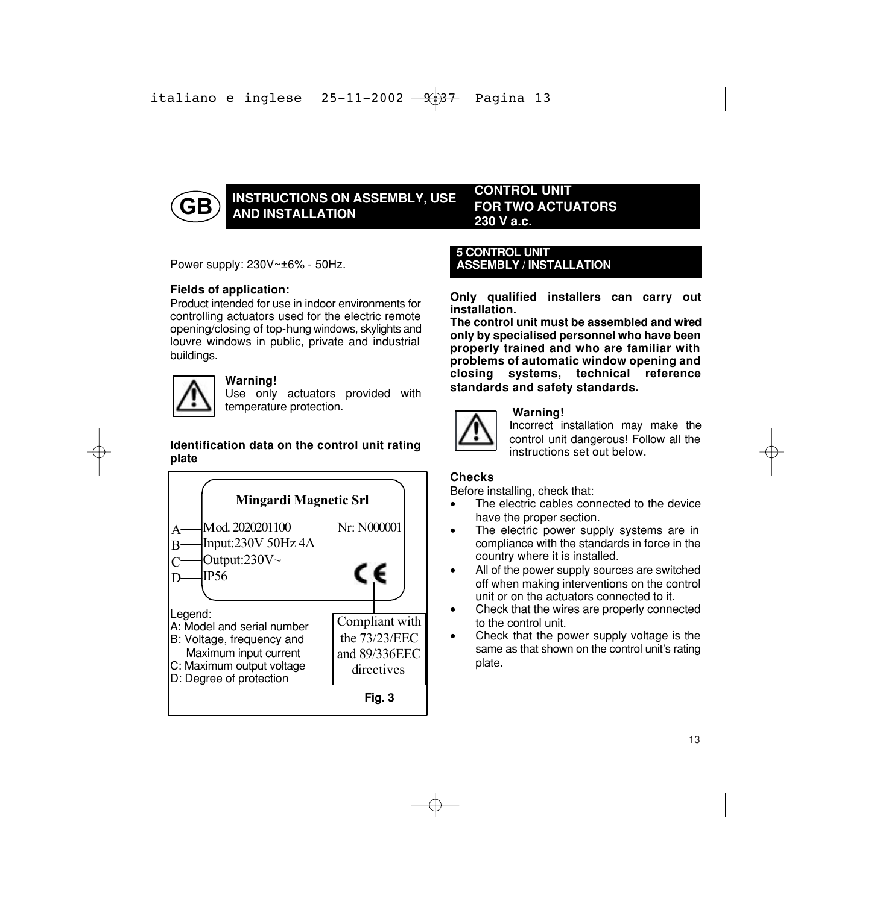# INSTRUCTIONS ON ASSEMBLY, USE AND INSTALLATION

## CONTROL UNIT FOR TWO ACTUATORS 230 V a.c.

Power supply: 230V~±6% - 50Hz.

**Fields of application:**
Product intended for use in indoor environments for controlling actuators used for the electric remote opening/closing of top-hung windows, skylights and louvre windows in public, private and industrial buildings.

**Warning!**
Use only actuators provided with temperature protection.

**Identification data on the control unit rating plate**

Mingardi Magnetic Srl

A — Mod. 2020201100 Nr: N000001
B — Input:230V 50Hz 4A
C — Output:230V~
D — IP56

CE — Compliant with the 73/23/EEC and 89/336EEC directives

Legend:
A: Model and serial number
B: Voltage, frequency and Maximum input current
C: Maximum output voltage
D: Degree of protection

Fig. 3

## 5 CONTROL UNIT ASSEMBLY / INSTALLATION

**Only qualified installers can carry out installation.**
**The control unit must be assembled and wired only by specialised personnel who have been properly trained and who are familiar with problems of automatic window opening and closing systems, technical reference standards and safety standards.**

**Warning!**
Incorrect installation may make the control unit dangerous! Follow all the instructions set out below.

**Checks**
Before installing, check that:

- The electric cables connected to the device have the proper section.
- The electric power supply systems are in compliance with the standards in force in the country where it is installed.
- All of the power supply sources are switched off when making interventions on the control unit or on the actuators connected to it.
- Check that the wires are properly connected to the control unit.
- Check that the power supply voltage is the same as that shown on the control unit's rating plate.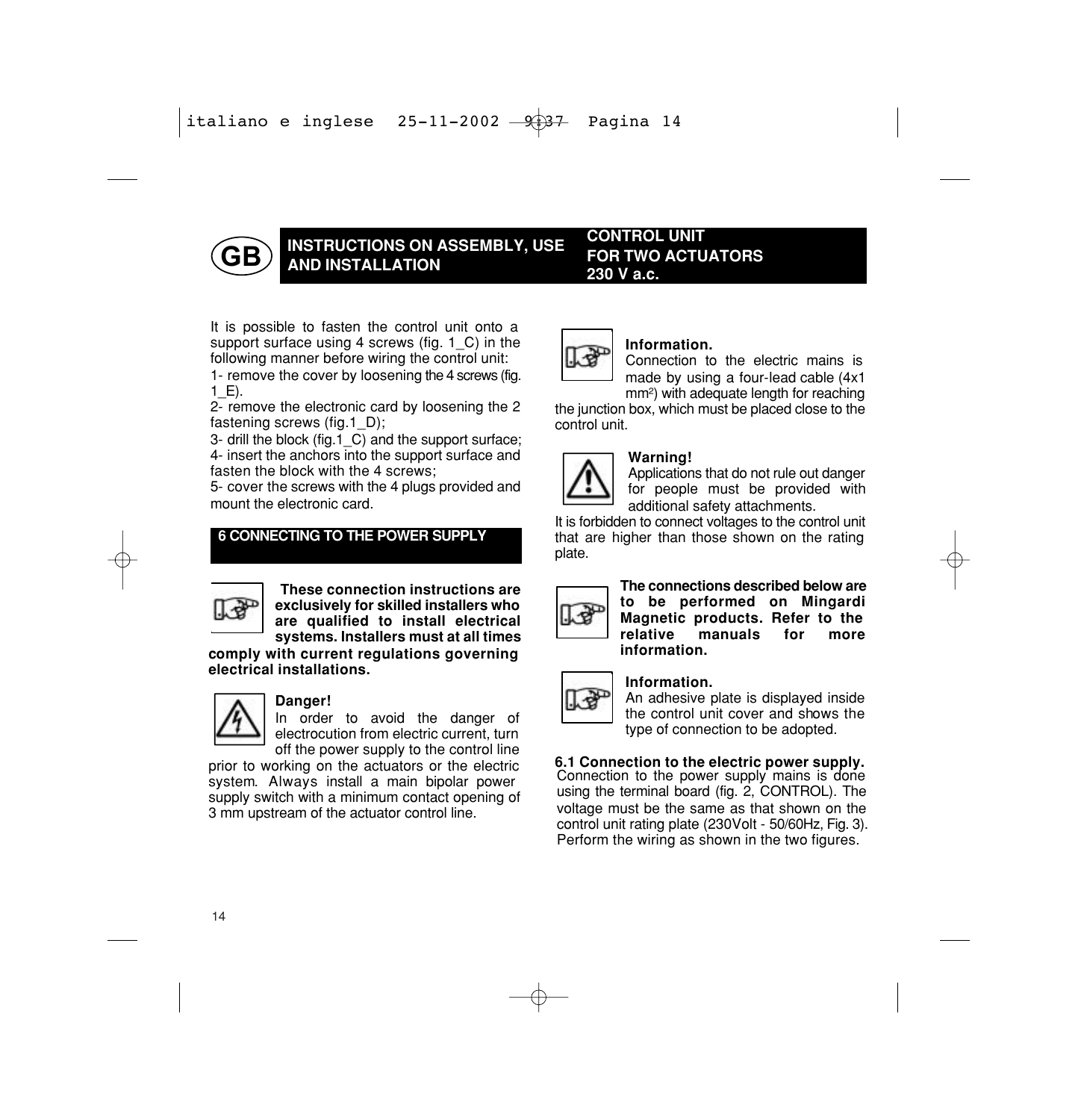# GB INSTRUCTIONS ON ASSEMBLY, USE AND INSTALLATION

**CONTROL UNIT FOR TWO ACTUATORS 230 V a.c.**

It is possible to fasten the control unit onto a support surface using 4 screws (fig. 1_C) in the following manner before wiring the control unit:

1- remove the cover by loosening the 4 screws (fig. 1_E).

2- remove the electronic card by loosening the 2 fastening screws (fig.1_D);

3- drill the block (fig.1_C) and the support surface;

4- insert the anchors into the support surface and fasten the block with the 4 screws;

5- cover the screws with the 4 plugs provided and mount the electronic card.

## 6 CONNECTING TO THE POWER SUPPLY

**These connection instructions are exclusively for skilled installers who are qualified to install electrical systems. Installers must at all times comply with current regulations governing electrical installations.**

**Danger!**
In order to avoid the danger of electrocution from electric current, turn off the power supply to the control line prior to working on the actuators or the electric system. Always install a main bipolar power supply switch with a minimum contact opening of 3 mm upstream of the actuator control line.

**Information.**
Connection to the electric mains is made by using a four-lead cable (4x1 $mm^2$) with adequate length for reaching the junction box, which must be placed close to the control unit.

**Warning!**
Applications that do not rule out danger for people must be provided with additional safety attachments.
It is forbidden to connect voltages to the control unit that are higher than those shown on the rating plate.

**The connections described below are to be performed on Mingardi Magnetic products. Refer to the relative manuals for more information.**

**Information.**
An adhesive plate is displayed inside the control unit cover and shows the type of connection to be adopted.

### 6.1 Connection to the electric power supply.

Connection to the power supply mains is done using the terminal board (fig. 2, CONTROL). The voltage must be the same as that shown on the control unit rating plate (230Volt - 50/60Hz, Fig. 3). Perform the wiring as shown in the two figures.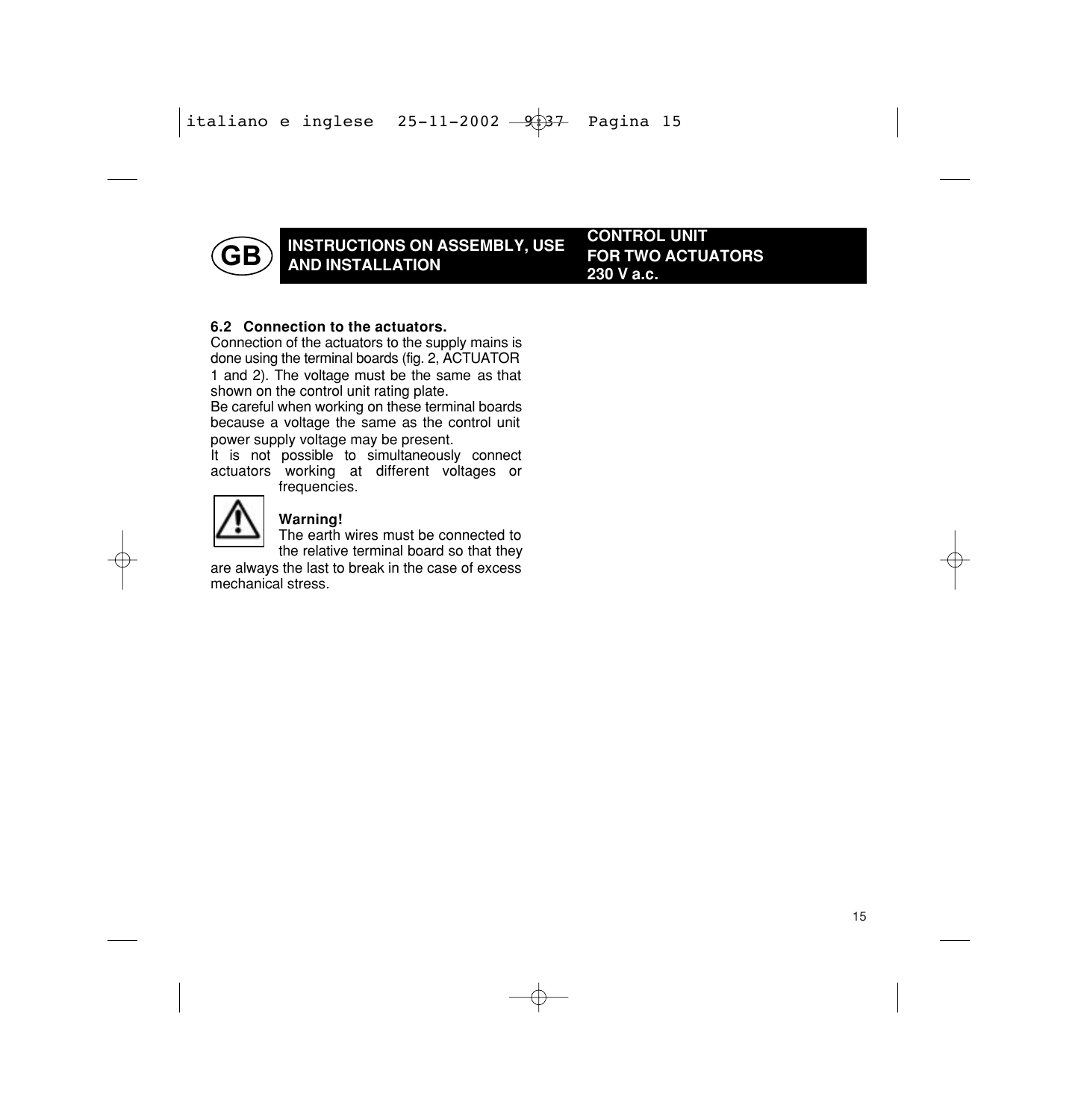### 6.2 Connection to the actuators.

Connection of the actuators to the supply mains is done using the terminal boards (fig. 2, ACTUATOR 1 and 2). The voltage must be the same as that shown on the control unit rating plate.

Be careful when working on these terminal boards because a voltage the same as the control unit power supply voltage may be present.

It is not possible to simultaneously connect actuators working at different voltages or frequencies.

**Warning!**

The earth wires must be connected to the relative terminal board so that they are always the last to break in the case of excess mechanical stress.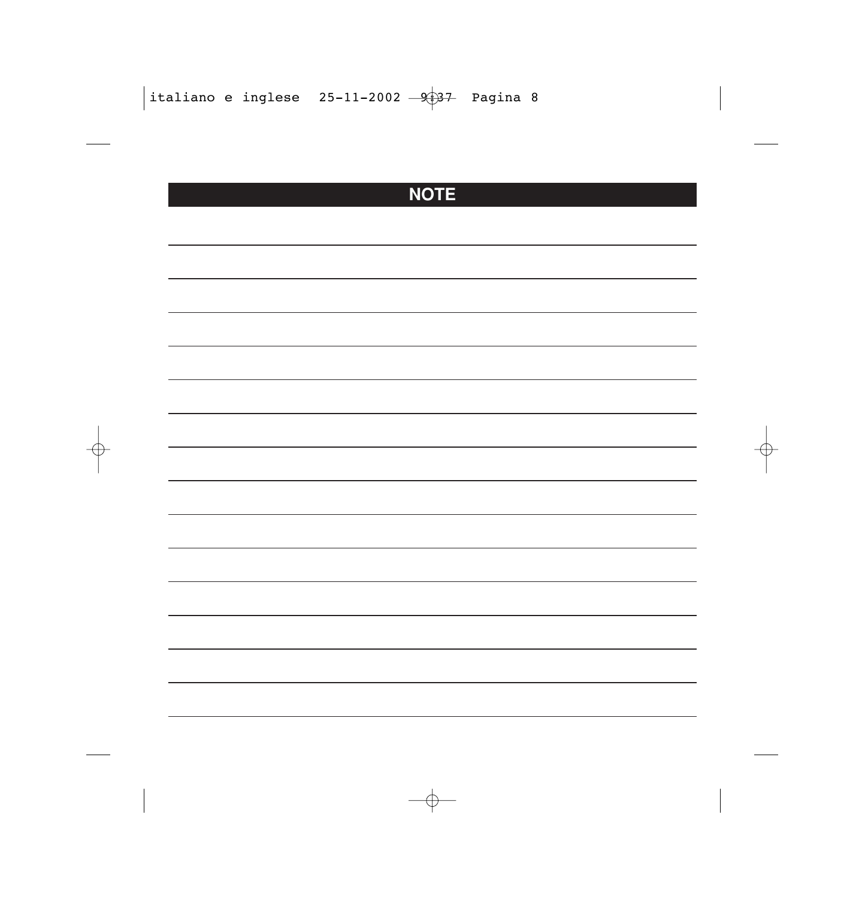# NOTE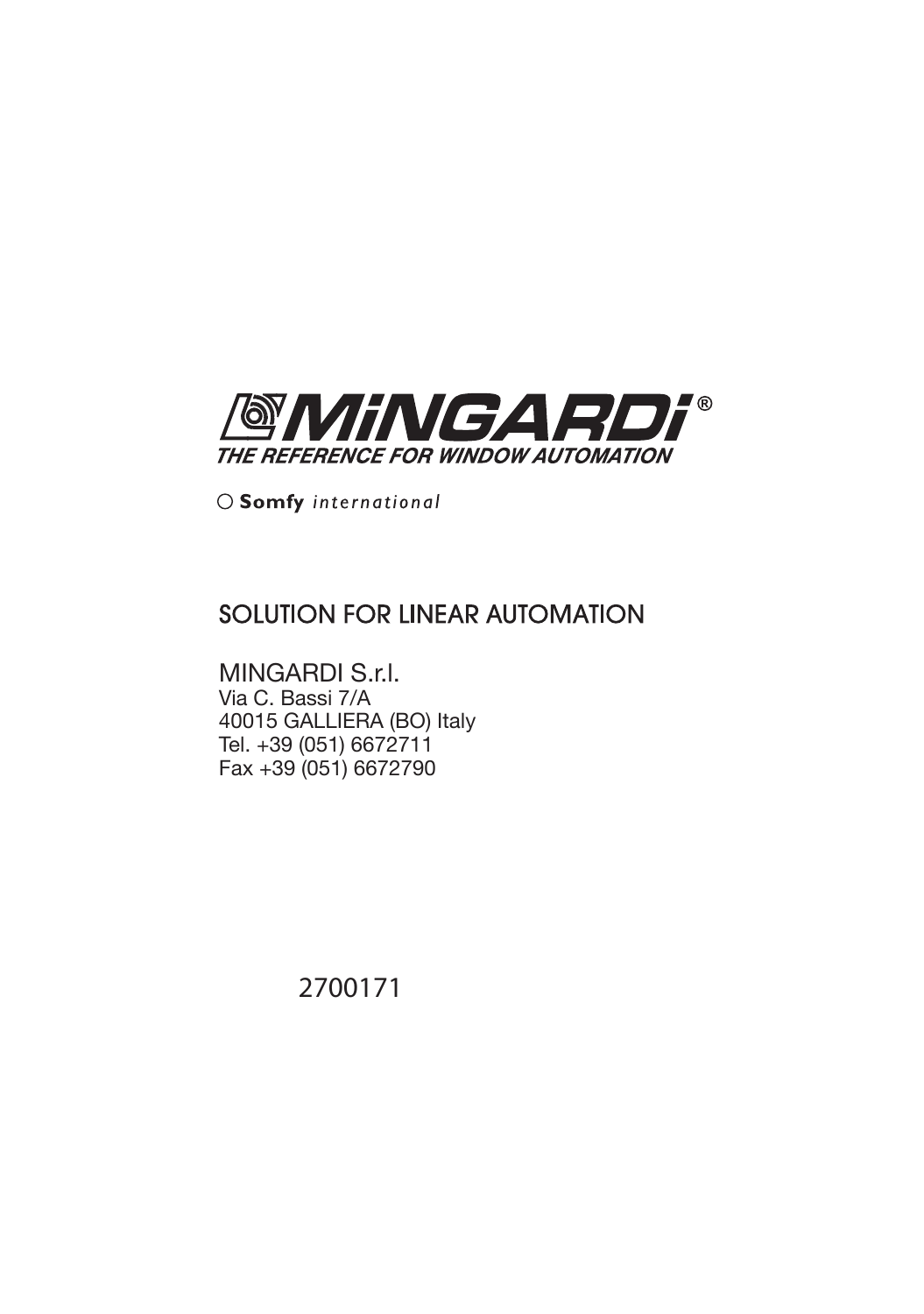**MiNGARDi®**

*THE REFERENCE FOR WINDOW AUTOMATION*

○ **Somfy** *international*

SOLUTION FOR LINEAR AUTOMATION

MINGARDI S.r.l.
Via C. Bassi 7/A
40015 GALLIERA (BO) Italy
Tel. +39 (051) 6672711
Fax +39 (051) 6672790

2700171